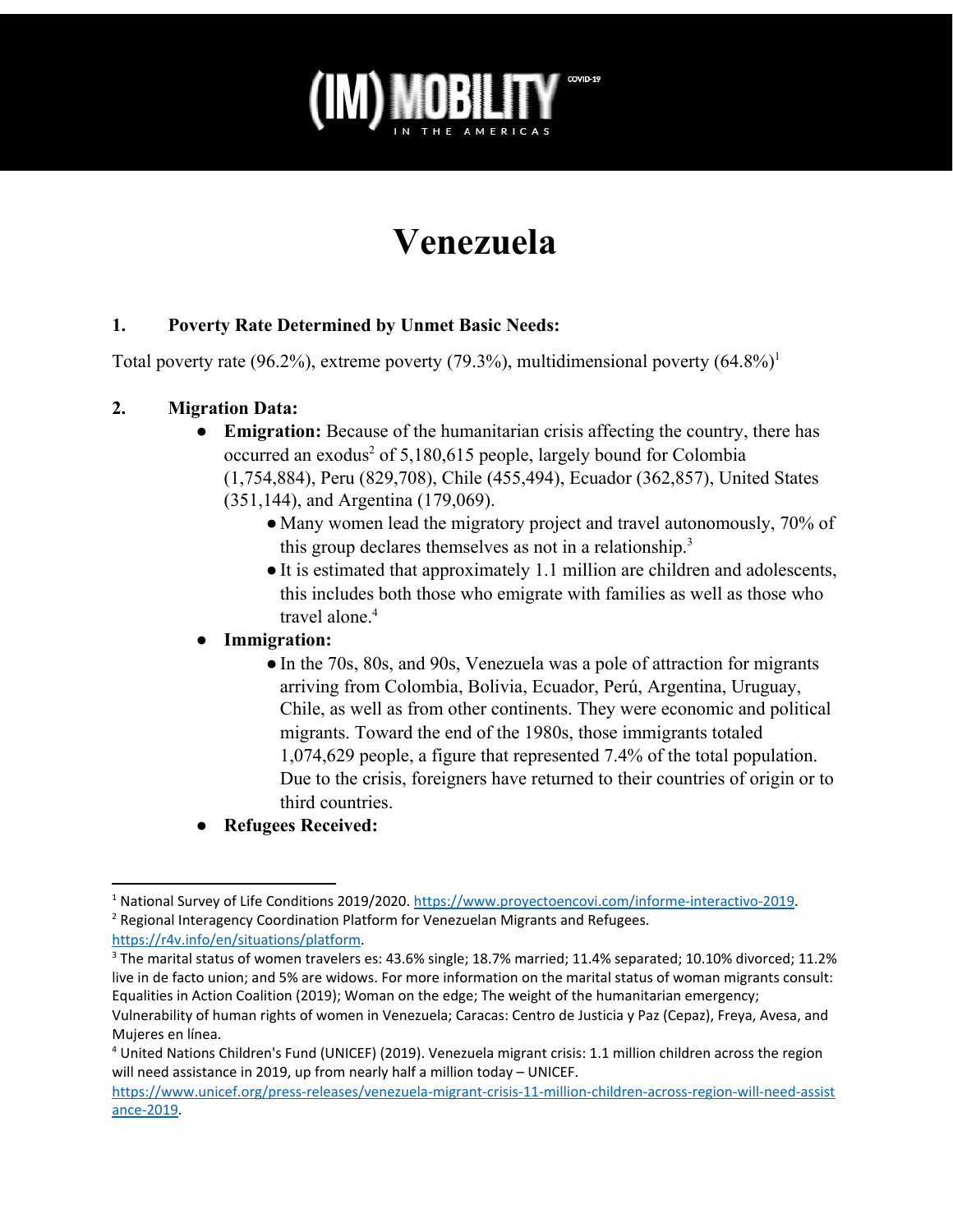(IM)MOBILITY COVID-19 IN THE AMERICAS

# Venezuela

## 1. Poverty Rate Determined by Unmet Basic Needs:

Total poverty rate (96.2%), extreme poverty (79.3%), multidimensional poverty (64.8%)[1]

## 2. Migration Data:

- **Emigration:** Because of the humanitarian crisis affecting the country, there has occurred an exodus[2] of 5,180,615 people, largely bound for Colombia (1,754,884), Peru (829,708), Chile (455,494), Ecuador (362,857), United States (351,144), and Argentina (179,069).
  - Many women lead the migratory project and travel autonomously, 70% of this group declares themselves as not in a relationship.[3]
  - It is estimated that approximately 1.1 million are children and adolescents, this includes both those who emigrate with families as well as those who travel alone.[4]
- **Immigration:**
  - In the 70s, 80s, and 90s, Venezuela was a pole of attraction for migrants arriving from Colombia, Bolivia, Ecuador, Perú, Argentina, Uruguay, Chile, as well as from other continents. They were economic and political migrants. Toward the end of the 1980s, those immigrants totaled 1,074,629 people, a figure that represented 7.4% of the total population. Due to the crisis, foreigners have returned to their countries of origin or to third countries.
- **Refugees Received:**

---

[1] National Survey of Life Conditions 2019/2020. https://www.proyectoencovi.com/informe-interactivo-2019.

[2] Regional Interagency Coordination Platform for Venezuelan Migrants and Refugees. https://r4v.info/en/situations/platform.

[3] The marital status of women travelers es: 43.6% single; 18.7% married; 11.4% separated; 10.10% divorced; 11.2% live in de facto union; and 5% are widows. For more information on the marital status of woman migrants consult: Equalities in Action Coalition (2019); Woman on the edge; The weight of the humanitarian emergency; Vulnerability of human rights of women in Venezuela; Caracas: Centro de Justicia y Paz (Cepaz), Freya, Avesa, and Mujeres en línea.

[4] United Nations Children's Fund (UNICEF) (2019). Venezuela migrant crisis: 1.1 million children across the region will need assistance in 2019, up from nearly half a million today – UNICEF. https://www.unicef.org/press-releases/venezuela-migrant-crisis-11-million-children-across-region-will-need-assistance-2019.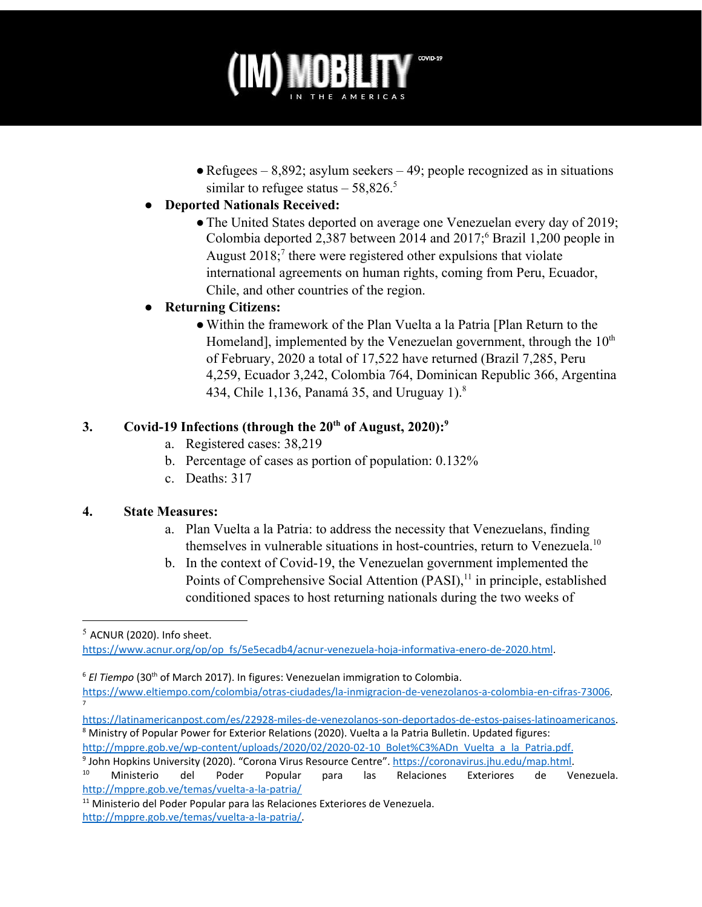- Refugees – 8,892; asylum seekers – 49; people recognized as in situations similar to refugee status – 58,826.[5]

- **Deported Nationals Received:**
  - The United States deported on average one Venezuelan every day of 2019; Colombia deported 2,387 between 2014 and 2017;[6] Brazil 1,200 people in August 2018;[7] there were registered other expulsions that violate international agreements on human rights, coming from Peru, Ecuador, Chile, and other countries of the region.

- **Returning Citizens:**
  - Within the framework of the Plan Vuelta a la Patria [Plan Return to the Homeland], implemented by the Venezuelan government, through the 10th of February, 2020 a total of 17,522 have returned (Brazil 7,285, Peru 4,259, Ecuador 3,242, Colombia 764, Dominican Republic 366, Argentina 434, Chile 1,136, Panamá 35, and Uruguay 1).[8]

## 3. Covid-19 Infections (through the 20th of August, 2020):[9]

a. Registered cases: 38,219
b. Percentage of cases as portion of population: 0.132%
c. Deaths: 317

## 4. State Measures:

a. Plan Vuelta a la Patria: to address the necessity that Venezuelans, finding themselves in vulnerable situations in host-countries, return to Venezuela.[10]
b. In the context of Covid-19, the Venezuelan government implemented the Points of Comprehensive Social Attention (PASI),[11] in principle, established conditioned spaces to host returning nationals during the two weeks of

---

[5] ACNUR (2020). Info sheet. https://www.acnur.org/op/op_fs/5e5ecadb4/acnur-venezuela-hoja-informativa-enero-de-2020.html.

[6] *El Tiempo* (30th of March 2017). In figures: Venezuelan immigration to Colombia. https://www.eltiempo.com/colombia/otras-ciudades/la-inmigracion-de-venezolanos-a-colombia-en-cifras-73006.

[7] https://latinamericanpost.com/es/22928-miles-de-venezolanos-son-deportados-de-estos-paises-latinoamericanos.

[8] Ministry of Popular Power for Exterior Relations (2020). Vuelta a la Patria Bulletin. Updated figures: http://mppre.gob.ve/wp-content/uploads/2020/02/2020-02-10_Bolet%C3%ADn_Vuelta_a_la_Patria.pdf.

[9] John Hopkins University (2020). "Corona Virus Resource Centre". https://coronavirus.jhu.edu/map.html.

[10] Ministerio del Poder Popular para las Relaciones Exteriores de Venezuela. http://mppre.gob.ve/temas/vuelta-a-la-patria/

[11] Ministerio del Poder Popular para las Relaciones Exteriores de Venezuela. http://mppre.gob.ve/temas/vuelta-a-la-patria/.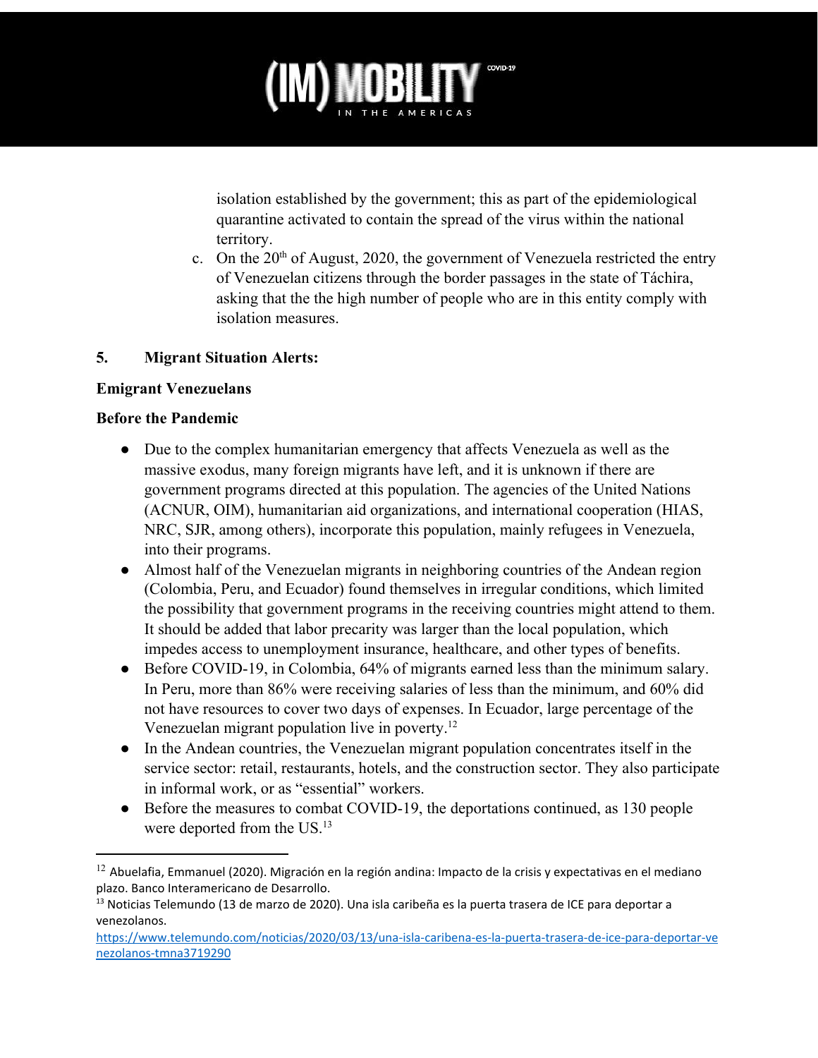isolation established by the government; this as part of the epidemiological quarantine activated to contain the spread of the virus within the national territory.

c. On the 20th of August, 2020, the government of Venezuela restricted the entry of Venezuelan citizens through the border passages in the state of Táchira, asking that the the high number of people who are in this entity comply with isolation measures.

## 5. Migrant Situation Alerts:

### Emigrant Venezuelans

### Before the Pandemic

- Due to the complex humanitarian emergency that affects Venezuela as well as the massive exodus, many foreign migrants have left, and it is unknown if there are government programs directed at this population. The agencies of the United Nations (ACNUR, OIM), humanitarian aid organizations, and international cooperation (HIAS, NRC, SJR, among others), incorporate this population, mainly refugees in Venezuela, into their programs.
- Almost half of the Venezuelan migrants in neighboring countries of the Andean region (Colombia, Peru, and Ecuador) found themselves in irregular conditions, which limited the possibility that government programs in the receiving countries might attend to them. It should be added that labor precarity was larger than the local population, which impedes access to unemployment insurance, healthcare, and other types of benefits.
- Before COVID-19, in Colombia, 64% of migrants earned less than the minimum salary. In Peru, more than 86% were receiving salaries of less than the minimum, and 60% did not have resources to cover two days of expenses. In Ecuador, large percentage of the Venezuelan migrant population live in poverty.[12]
- In the Andean countries, the Venezuelan migrant population concentrates itself in the service sector: retail, restaurants, hotels, and the construction sector. They also participate in informal work, or as "essential" workers.
- Before the measures to combat COVID-19, the deportations continued, as 130 people were deported from the US.[13]

---

[12] Abuelafia, Emmanuel (2020). Migración en la región andina: Impacto de la crisis y expectativas en el mediano plazo. Banco Interamericano de Desarrollo.

[13] Noticias Telemundo (13 de marzo de 2020). Una isla caribeña es la puerta trasera de ICE para deportar a venezolanos. https://www.telemundo.com/noticias/2020/03/13/una-isla-caribena-es-la-puerta-trasera-de-ice-para-deportar-venezolanos-tmna3719290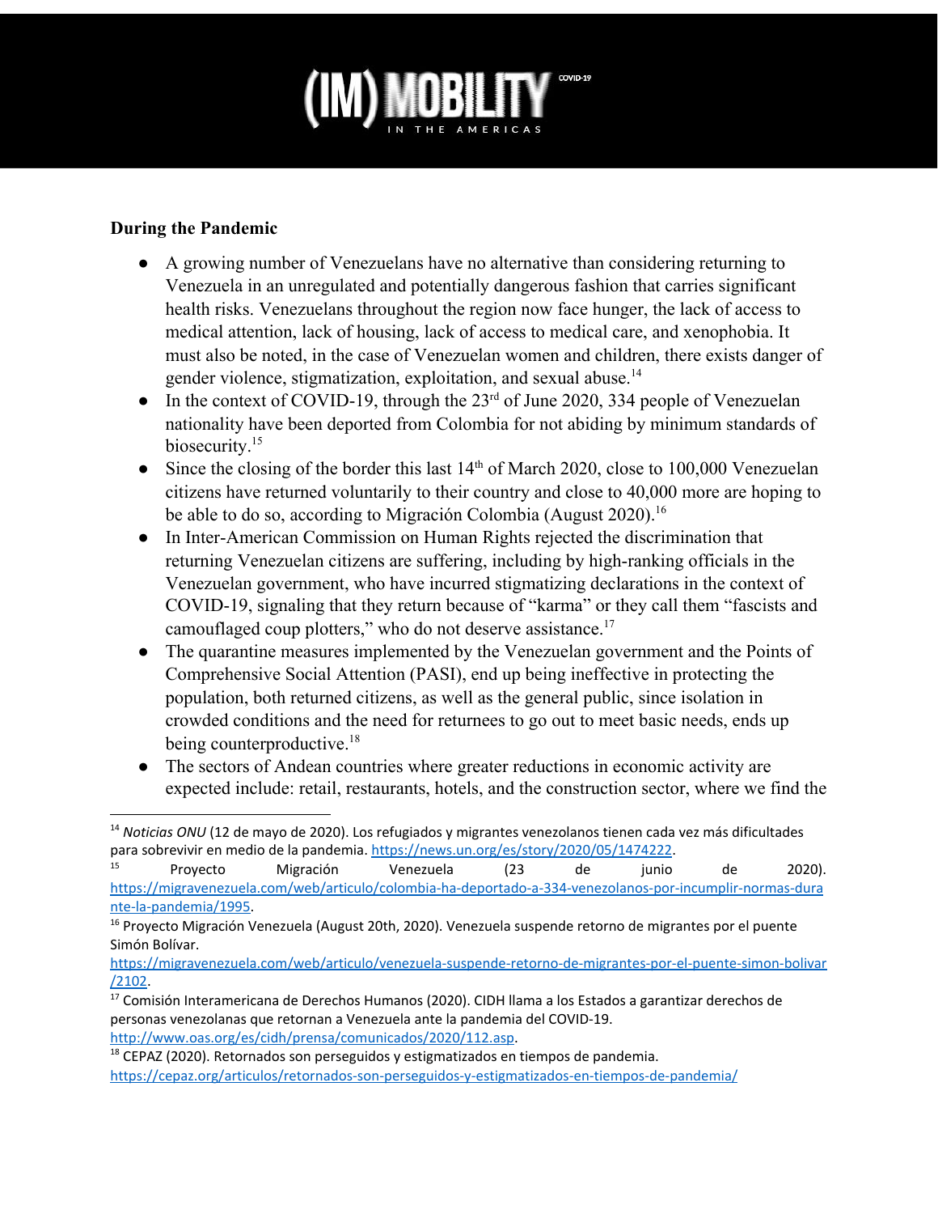**During the Pandemic**

- A growing number of Venezuelans have no alternative than considering returning to Venezuela in an unregulated and potentially dangerous fashion that carries significant health risks. Venezuelans throughout the region now face hunger, the lack of access to medical attention, lack of housing, lack of access to medical care, and xenophobia. It must also be noted, in the case of Venezuelan women and children, there exists danger of gender violence, stigmatization, exploitation, and sexual abuse.[14]
- In the context of COVID-19, through the 23rd of June 2020, 334 people of Venezuelan nationality have been deported from Colombia for not abiding by minimum standards of biosecurity.[15]
- Since the closing of the border this last 14th of March 2020, close to 100,000 Venezuelan citizens have returned voluntarily to their country and close to 40,000 more are hoping to be able to do so, according to Migración Colombia (August 2020).[16]
- In Inter-American Commission on Human Rights rejected the discrimination that returning Venezuelan citizens are suffering, including by high-ranking officials in the Venezuelan government, who have incurred stigmatizing declarations in the context of COVID-19, signaling that they return because of "karma" or they call them "fascists and camouflaged coup plotters," who do not deserve assistance.[17]
- The quarantine measures implemented by the Venezuelan government and the Points of Comprehensive Social Attention (PASI), end up being ineffective in protecting the population, both returned citizens, as well as the general public, since isolation in crowded conditions and the need for returnees to go out to meet basic needs, ends up being counterproductive.[18]
- The sectors of Andean countries where greater reductions in economic activity are expected include: retail, restaurants, hotels, and the construction sector, where we find the

---

[14] *Noticias ONU* (12 de mayo de 2020). Los refugiados y migrantes venezolanos tienen cada vez más dificultades para sobrevivir en medio de la pandemia. https://news.un.org/es/story/2020/05/1474222.

[15] Proyecto Migración Venezuela (23 de junio de 2020). https://migravenezuela.com/web/articulo/colombia-ha-deportado-a-334-venezolanos-por-incumplir-normas-durante-la-pandemia/1995.

[16] Proyecto Migración Venezuela (August 20th, 2020). Venezuela suspende retorno de migrantes por el puente Simón Bolívar. https://migravenezuela.com/web/articulo/venezuela-suspende-retorno-de-migrantes-por-el-puente-simon-bolivar/2102.

[17] Comisión Interamericana de Derechos Humanos (2020). CIDH llama a los Estados a garantizar derechos de personas venezolanas que retornan a Venezuela ante la pandemia del COVID-19. http://www.oas.org/es/cidh/prensa/comunicados/2020/112.asp.

[18] CEPAZ (2020). Retornados son perseguidos y estigmatizados en tiempos de pandemia. https://cepaz.org/articulos/retornados-son-perseguidos-y-estigmatizados-en-tiempos-de-pandemia/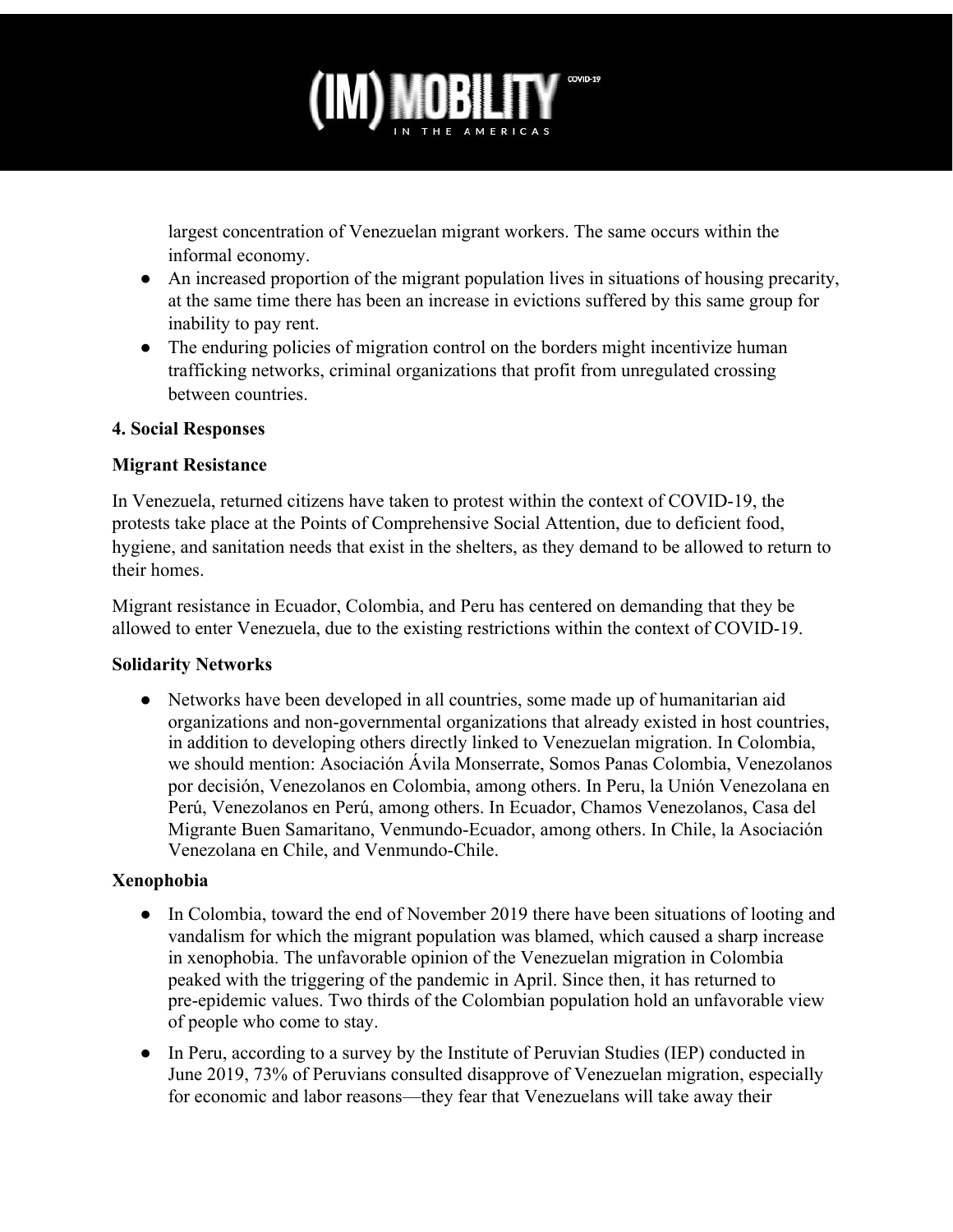largest concentration of Venezuelan migrant workers. The same occurs within the informal economy.

- An increased proportion of the migrant population lives in situations of housing precarity, at the same time there has been an increase in evictions suffered by this same group for inability to pay rent.
- The enduring policies of migration control on the borders might incentivize human trafficking networks, criminal organizations that profit from unregulated crossing between countries.

### 4. Social Responses

#### Migrant Resistance

In Venezuela, returned citizens have taken to protest within the context of COVID-19, the protests take place at the Points of Comprehensive Social Attention, due to deficient food, hygiene, and sanitation needs that exist in the shelters, as they demand to be allowed to return to their homes.

Migrant resistance in Ecuador, Colombia, and Peru has centered on demanding that they be allowed to enter Venezuela, due to the existing restrictions within the context of COVID-19.

#### Solidarity Networks

- Networks have been developed in all countries, some made up of humanitarian aid organizations and non-governmental organizations that already existed in host countries, in addition to developing others directly linked to Venezuelan migration. In Colombia, we should mention: Asociación Ávila Monserrate, Somos Panas Colombia, Venezolanos por decisión, Venezolanos en Colombia, among others. In Peru, la Unión Venezolana en Perú, Venezolanos en Perú, among others. In Ecuador, Chamos Venezolanos, Casa del Migrante Buen Samaritano, Venmundo-Ecuador, among others. In Chile, la Asociación Venezolana en Chile, and Venmundo-Chile.

#### Xenophobia

- In Colombia, toward the end of November 2019 there have been situations of looting and vandalism for which the migrant population was blamed, which caused a sharp increase in xenophobia. The unfavorable opinion of the Venezuelan migration in Colombia peaked with the triggering of the pandemic in April. Since then, it has returned to pre-epidemic values. Two thirds of the Colombian population hold an unfavorable view of people who come to stay.
- In Peru, according to a survey by the Institute of Peruvian Studies (IEP) conducted in June 2019, 73% of Peruvians consulted disapprove of Venezuelan migration, especially for economic and labor reasons—they fear that Venezuelans will take away their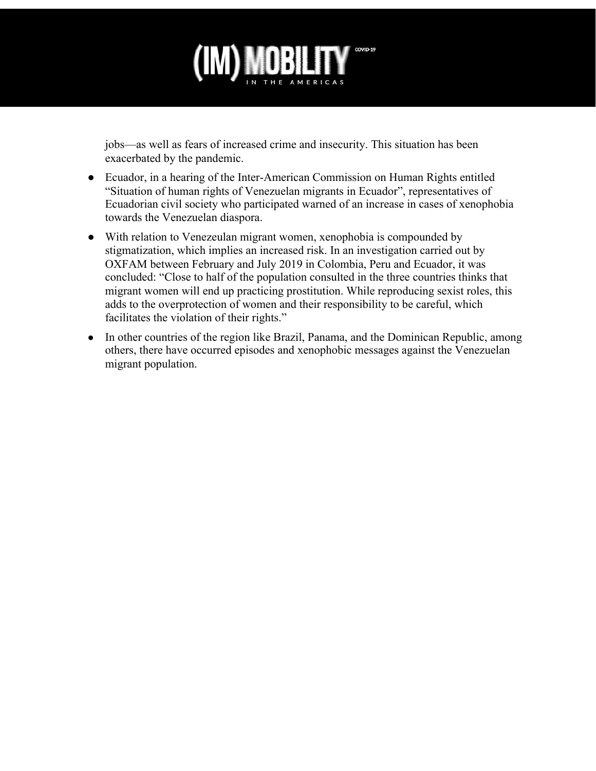jobs—as well as fears of increased crime and insecurity. This situation has been exacerbated by the pandemic.

- Ecuador, in a hearing of the Inter-American Commission on Human Rights entitled "Situation of human rights of Venezuelan migrants in Ecuador", representatives of Ecuadorian civil society who participated warned of an increase in cases of xenophobia towards the Venezuelan diaspora.
- With relation to Venezeulan migrant women, xenophobia is compounded by stigmatization, which implies an increased risk. In an investigation carried out by OXFAM between February and July 2019 in Colombia, Peru and Ecuador, it was concluded: "Close to half of the population consulted in the three countries thinks that migrant women will end up practicing prostitution. While reproducing sexist roles, this adds to the overprotection of women and their responsibility to be careful, which facilitates the violation of their rights."
- In other countries of the region like Brazil, Panama, and the Dominican Republic, among others, there have occurred episodes and xenophobic messages against the Venezuelan migrant population.